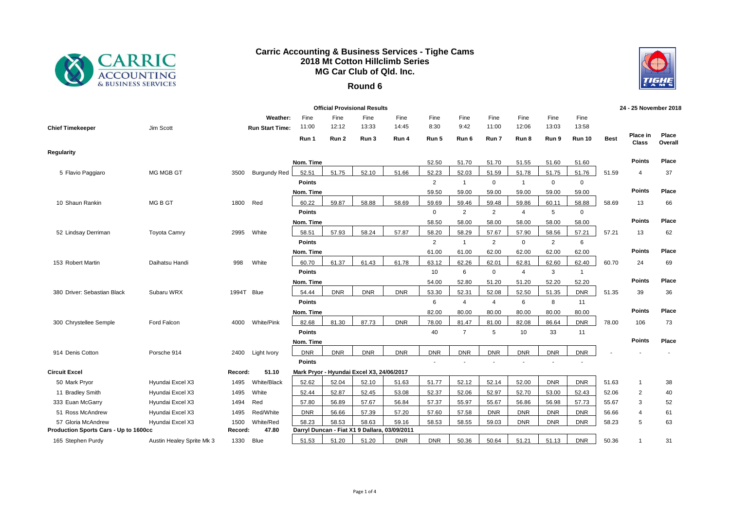# Carric Accounting & Business Services - Tighe Cams
## 2018 Mt Cotton Hillclimb Series
## MG Car Club of Qld. Inc.
### Round 6

**Official Provisional Results** — 24 - 25 November 2018

| | | | | Run 1 | Run 2 | Run 3 | Run 4 | Run 5 | Run 6 | Run 7 | Run 8 | Run 9 | Run 10 | Best | Place in Class | Place Overall |
|---|---|---|---|---|---|---|---|---|---|---|---|---|---|---|---|---|
| **Chief Timekeeper** | Jim Scott | | **Weather:** | Fine | Fine | Fine | Fine | Fine | Fine | Fine | Fine | Fine | Fine | | | |
| | | | **Run Start Time:** | 11:00 | 12:12 | 13:33 | 14:45 | 8:30 | 9:42 | 11:00 | 12:06 | 13:03 | 13:58 | | | |
| **Regularity** | | | | | | | | | | | | | | | | |
| | | | | **Nom. Time** | | | | 52.50 | 51.70 | 51.70 | 51.55 | 51.60 | 51.60 | | **Points** | **Place** |
| 5 Flavio Paggiaro | MG MGB GT | 3500 | Burgundy Red | 52.51 | 51.75 | 52.10 | 51.66 | 52.23 | 52.03 | 51.59 | 51.78 | 51.75 | 51.76 | 51.59 | 4 | 37 |
| | | | | **Points** | | | | 2 | 1 | 0 | 1 | 0 | 0 | | | |
| | | | | **Nom. Time** | | | | 59.50 | 59.00 | 59.00 | 59.00 | 59.00 | 59.00 | | **Points** | **Place** |
| 10 Shaun Rankin | MG B GT | 1800 | Red | 60.22 | 59.87 | 58.88 | 58.69 | 59.69 | 59.46 | 59.48 | 59.86 | 60.11 | 58.88 | 58.69 | 13 | 66 |
| | | | | **Points** | | | | 0 | 2 | 2 | 4 | 5 | 0 | | | |
| | | | | **Nom. Time** | | | | 58.50 | 58.00 | 58.00 | 58.00 | 58.00 | 58.00 | | **Points** | **Place** |
| 52 Lindsay Derriman | Toyota Camry | 2995 | White | 58.51 | 57.93 | 58.24 | 57.87 | 58.20 | 58.29 | 57.67 | 57.90 | 58.56 | 57.21 | 57.21 | 13 | 62 |
| | | | | **Points** | | | | 2 | 1 | 2 | 0 | 2 | 6 | | | |
| | | | | **Nom. Time** | | | | 61.00 | 61.00 | 62.00 | 62.00 | 62.00 | 62.00 | | **Points** | **Place** |
| 153 Robert Martin | Daihatsu Handi | 998 | White | 60.70 | 61.37 | 61.43 | 61.78 | 63.12 | 62.26 | 62.01 | 62.81 | 62.60 | 62.40 | 60.70 | 24 | 69 |
| | | | | **Points** | | | | 10 | 6 | 0 | 4 | 3 | 1 | | | |
| | | | | **Nom. Time** | | | | 54.00 | 52.80 | 51.20 | 51.20 | 52.20 | 52.20 | | **Points** | **Place** |
| 380 Driver: Sebastian Black | Subaru WRX | 1994T | Blue | 54.44 | DNR | DNR | DNR | 53.30 | 52.31 | 52.08 | 52.50 | 51.35 | DNR | 51.35 | 39 | 36 |
| | | | | **Points** | | | | 6 | 4 | 4 | 6 | 8 | 11 | | | |
| | | | | **Nom. Time** | | | | 82.00 | 80.00 | 80.00 | 80.00 | 80.00 | 80.00 | | **Points** | **Place** |
| 300 Chrystellee Semple | Ford Falcon | 4000 | White/Pink | 82.68 | 81.30 | 87.73 | DNR | 78.00 | 81.47 | 81.00 | 82.08 | 86.64 | DNR | 78.00 | 106 | 73 |
| | | | | **Points** | | | | 40 | 7 | 5 | 10 | 33 | 11 | | | |
| | | | | **Nom. Time** | | | | | | | | | | | **Points** | **Place** |
| 914 Denis Cotton | Porsche 914 | 2400 | Light Ivory | DNR | DNR | DNR | DNR | DNR | DNR | DNR | DNR | DNR | DNR | - | - | - |
| | | | | **Points** | | | | - | - | - | - | - | - | | | |
| **Circuit Excel** | | **Record:** | **51.10** | **Mark Pryor - Hyundai Excel X3, 24/06/2017** | | | | | | | | | | | | |
| 50 Mark Pryor | Hyundai Excel X3 | 1495 | White/Black | 52.62 | 52.04 | 52.10 | 51.63 | 51.77 | 52.12 | 52.14 | 52.00 | DNR | DNR | 51.63 | 1 | 38 |
| 11 Bradley Smith | Hyundai Excel X3 | 1495 | White | 52.44 | 52.87 | 52.45 | 53.08 | 52.37 | 52.06 | 52.97 | 52.70 | 53.00 | 52.43 | 52.06 | 2 | 40 |
| 333 Euan McGarry | Hyundai Excel X3 | 1494 | Red | 57.80 | 56.89 | 57.67 | 56.84 | 57.37 | 55.97 | 55.67 | 56.86 | 56.98 | 57.73 | 55.67 | 3 | 52 |
| 51 Ross McAndrew | Hyundai Excel X3 | 1495 | Red/White | DNR | 56.66 | 57.39 | 57.20 | 57.60 | 57.58 | DNR | DNR | DNR | DNR | 56.66 | 4 | 61 |
| 57 Gloria McAndrew | Hyundai Excel X3 | 1500 | White/Red | 58.23 | 58.53 | 58.63 | 59.16 | 58.53 | 58.55 | 59.03 | DNR | DNR | DNR | 58.23 | 5 | 63 |
| **Production Sports Cars - Up to 1600cc** | | **Record:** | **47.80** | **Darryl Duncan - Fiat X1 9 Dallara, 03/09/2011** | | | | | | | | | | | | |
| 165 Stephen Purdy | Austin Healey Sprite Mk 3 | 1330 | Blue | 51.53 | 51.20 | 51.20 | DNR | DNR | 50.36 | 50.64 | 51.21 | 51.13 | DNR | 50.36 | 1 | 31 |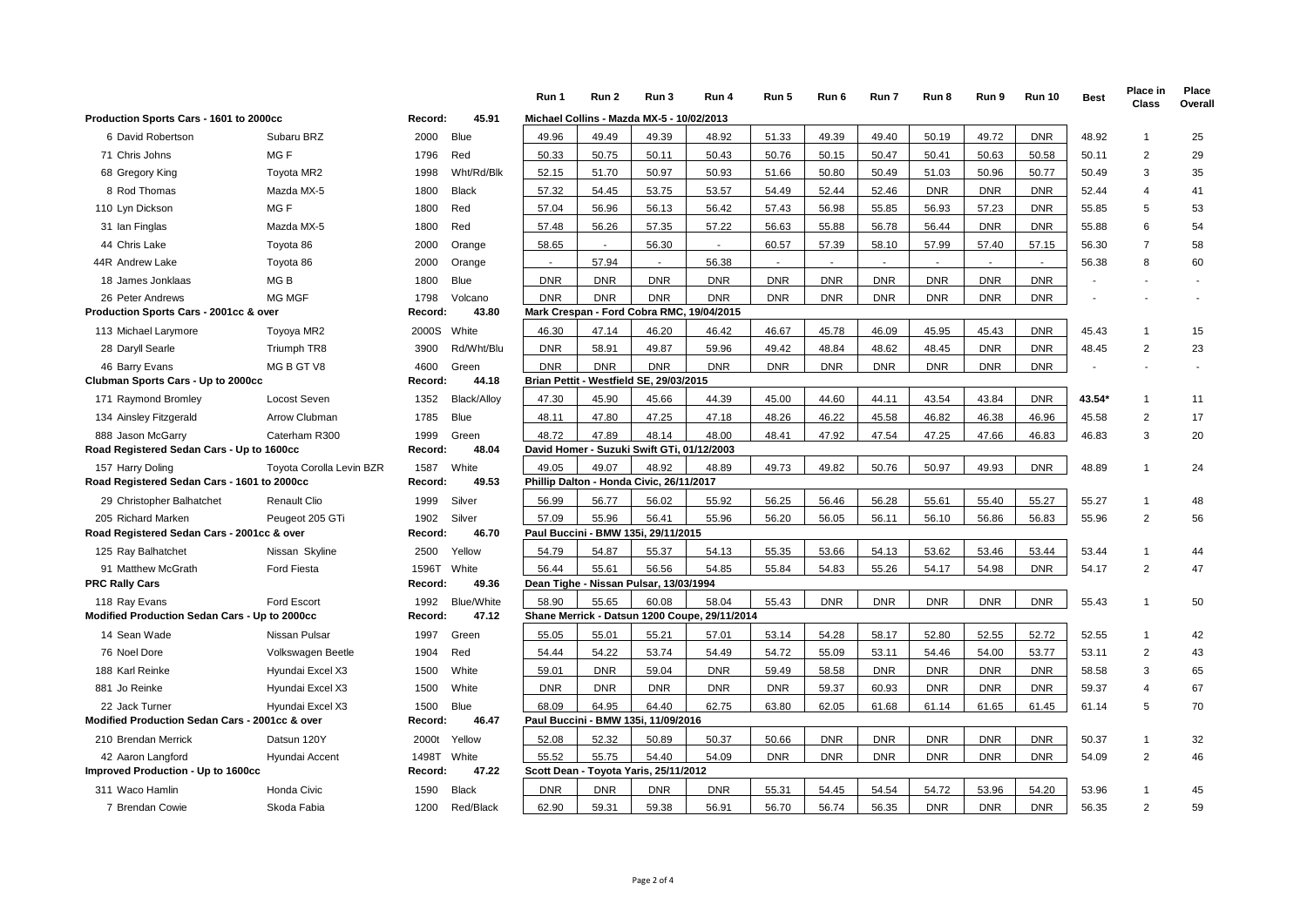| | | | | Run 1 | Run 2 | Run 3 | Run 4 | Run 5 | Run 6 | Run 7 | Run 8 | Run 9 | Run 10 | Best | Place in Class | Place Overall |
|---|---|---|---|---|---|---|---|---|---|---|---|---|---|---|---|---|
| **Production Sports Cars - 1601 to 2000cc** | | Record: | 45.91 | **Michael Collins - Mazda MX-5 - 10/02/2013** | | | | | | | | | | | | |
| 6 David Robertson | Subaru BRZ | 2000 | Blue | 49.96 | 49.49 | 49.39 | 48.92 | 51.33 | 49.39 | 49.40 | 50.19 | 49.72 | DNR | 48.92 | 1 | 25 |
| 71 Chris Johns | MG F | 1796 | Red | 50.33 | 50.75 | 50.11 | 50.43 | 50.76 | 50.15 | 50.47 | 50.41 | 50.63 | 50.58 | 50.11 | 2 | 29 |
| 68 Gregory King | Toyota MR2 | 1998 | Wht/Rd/Blk | 52.15 | 51.70 | 50.97 | 50.93 | 51.66 | 50.80 | 50.49 | 51.03 | 50.96 | 50.77 | 50.49 | 3 | 35 |
| 8 Rod Thomas | Mazda MX-5 | 1800 | Black | 57.32 | 54.45 | 53.75 | 53.57 | 54.49 | 52.44 | 52.46 | DNR | DNR | DNR | 52.44 | 4 | 41 |
| 110 Lyn Dickson | MG F | 1800 | Red | 57.04 | 56.96 | 56.13 | 56.42 | 57.43 | 56.98 | 55.85 | 56.93 | 57.23 | DNR | 55.85 | 5 | 53 |
| 31 Ian Finglas | Mazda MX-5 | 1800 | Red | 57.48 | 56.26 | 57.35 | 57.22 | 56.63 | 55.88 | 56.78 | 56.44 | DNR | DNR | 55.88 | 6 | 54 |
| 44 Chris Lake | Toyota 86 | 2000 | Orange | 58.65 | - | 56.30 | - | 60.57 | 57.39 | 58.10 | 57.99 | 57.40 | 57.15 | 56.30 | 7 | 58 |
| 44R Andrew Lake | Toyota 86 | 2000 | Orange | - | 57.94 | - | 56.38 | - | - | - | - | - | - | 56.38 | 8 | 60 |
| 18 James Jonklaas | MG B | 1800 | Blue | DNR | DNR | DNR | DNR | DNR | DNR | DNR | DNR | DNR | DNR | - | - | - |
| 26 Peter Andrews | MG MGF | 1798 | Volcano | DNR | DNR | DNR | DNR | DNR | DNR | DNR | DNR | DNR | DNR | - | - | - |
| **Production Sports Cars - 2001cc & over** | | Record: | 43.80 | **Mark Crespan - Ford Cobra RMC, 19/04/2015** | | | | | | | | | | | | |
| 113 Michael Larymore | Toyoya MR2 | 2000S | White | 46.30 | 47.14 | 46.20 | 46.42 | 46.67 | 45.78 | 46.09 | 45.95 | 45.43 | DNR | 45.43 | 1 | 15 |
| 28 Daryll Searle | Triumph TR8 | 3900 | Rd/Wht/Blu | DNR | 58.91 | 49.87 | 59.96 | 49.42 | 48.84 | 48.62 | 48.45 | DNR | DNR | 48.45 | 2 | 23 |
| 46 Barry Evans | MG B GT V8 | 4600 | Green | DNR | DNR | DNR | DNR | DNR | DNR | DNR | DNR | DNR | DNR | - | - | - |
| **Clubman Sports Cars - Up to 2000cc** | | Record: | 44.18 | **Brian Pettit - Westfield SE, 29/03/2015** | | | | | | | | | | | | |
| 171 Raymond Bromley | Locost Seven | 1352 | Black/Alloy | 47.30 | 45.90 | 45.66 | 44.39 | 45.00 | 44.60 | 44.11 | 43.54 | 43.84 | DNR | **43.54*** | 1 | 11 |
| 134 Ainsley Fitzgerald | Arrow Clubman | 1785 | Blue | 48.11 | 47.80 | 47.25 | 47.18 | 48.26 | 46.22 | 45.58 | 46.82 | 46.38 | 46.96 | 45.58 | 2 | 17 |
| 888 Jason McGarry | Caterham R300 | 1999 | Green | 48.72 | 47.89 | 48.14 | 48.00 | 48.41 | 47.92 | 47.54 | 47.25 | 47.66 | 46.83 | 46.83 | 3 | 20 |
| **Road Registered Sedan Cars - Up to 1600cc** | | Record: | 48.04 | **David Homer - Suzuki Swift GTi, 01/12/2003** | | | | | | | | | | | | |
| 157 Harry Doling | Toyota Corolla Levin BZR | 1587 | White | 49.05 | 49.07 | 48.92 | 48.89 | 49.73 | 49.82 | 50.76 | 50.97 | 49.93 | DNR | 48.89 | 1 | 24 |
| **Road Registered Sedan Cars - 1601 to 2000cc** | | Record: | 49.53 | **Phillip Dalton - Honda Civic, 26/11/2017** | | | | | | | | | | | | |
| 29 Christopher Balhatchet | Renault Clio | 1999 | Silver | 56.99 | 56.77 | 56.02 | 55.92 | 56.25 | 56.46 | 56.28 | 55.61 | 55.40 | 55.27 | 55.27 | 1 | 48 |
| 205 Richard Marken | Peugeot 205 GTi | 1902 | Silver | 57.09 | 55.96 | 56.41 | 55.96 | 56.20 | 56.05 | 56.11 | 56.10 | 56.86 | 56.83 | 55.96 | 2 | 56 |
| **Road Registered Sedan Cars - 2001cc & over** | | Record: | 46.70 | **Paul Buccini - BMW 135i, 29/11/2015** | | | | | | | | | | | | |
| 125 Ray Balhatchet | Nissan Skyline | 2500 | Yellow | 54.79 | 54.87 | 55.37 | 54.13 | 55.35 | 53.66 | 54.13 | 53.62 | 53.46 | 53.44 | 53.44 | 1 | 44 |
| 91 Matthew McGrath | Ford Fiesta | 1596T | White | 56.44 | 55.61 | 56.56 | 54.85 | 55.84 | 54.83 | 55.26 | 54.17 | 54.98 | DNR | 54.17 | 2 | 47 |
| **PRC Rally Cars** | | Record: | 49.36 | **Dean Tighe - Nissan Pulsar, 13/03/1994** | | | | | | | | | | | | |
| 118 Ray Evans | Ford Escort | 1992 | Blue/White | 58.90 | 55.65 | 60.08 | 58.04 | 55.43 | DNR | DNR | DNR | DNR | DNR | 55.43 | 1 | 50 |
| **Modified Production Sedan Cars - Up to 2000cc** | | Record: | 47.12 | **Shane Merrick - Datsun 1200 Coupe, 29/11/2014** | | | | | | | | | | | | |
| 14 Sean Wade | Nissan Pulsar | 1997 | Green | 55.05 | 55.01 | 55.21 | 57.01 | 53.14 | 54.28 | 58.17 | 52.80 | 52.55 | 52.72 | 52.55 | 1 | 42 |
| 76 Noel Dore | Volkswagen Beetle | 1904 | Red | 54.44 | 54.22 | 53.74 | 54.49 | 54.72 | 55.09 | 53.11 | 54.46 | 54.00 | 53.77 | 53.11 | 2 | 43 |
| 188 Karl Reinke | Hyundai Excel X3 | 1500 | White | 59.01 | DNR | 59.04 | DNR | 59.49 | 58.58 | DNR | DNR | DNR | DNR | 58.58 | 3 | 65 |
| 881 Jo Reinke | Hyundai Excel X3 | 1500 | White | DNR | DNR | DNR | DNR | DNR | 59.37 | 60.93 | DNR | DNR | DNR | 59.37 | 4 | 67 |
| 22 Jack Turner | Hyundai Excel X3 | 1500 | Blue | 68.09 | 64.95 | 64.40 | 62.75 | 63.80 | 62.05 | 61.68 | 61.14 | 61.65 | 61.45 | 61.14 | 5 | 70 |
| **Modified Production Sedan Cars - 2001cc & over** | | Record: | 46.47 | **Paul Buccini - BMW 135i, 11/09/2016** | | | | | | | | | | | | |
| 210 Brendan Merrick | Datsun 120Y | 2000t | Yellow | 52.08 | 52.32 | 50.89 | 50.37 | 50.66 | DNR | DNR | DNR | DNR | DNR | 50.37 | 1 | 32 |
| 42 Aaron Langford | Hyundai Accent | 1498T | White | 55.52 | 55.75 | 54.40 | 54.09 | DNR | DNR | DNR | DNR | DNR | DNR | 54.09 | 2 | 46 |
| **Improved Production - Up to 1600cc** | | Record: | 47.22 | **Scott Dean - Toyota Yaris, 25/11/2012** | | | | | | | | | | | | |
| 311 Waco Hamlin | Honda Civic | 1590 | Black | DNR | DNR | DNR | DNR | 55.31 | 54.45 | 54.54 | 54.72 | 53.96 | 54.20 | 53.96 | 1 | 45 |
| 7 Brendan Cowie | Skoda Fabia | 1200 | Red/Black | 62.90 | 59.31 | 59.38 | 56.91 | 56.70 | 56.74 | 56.35 | DNR | DNR | DNR | 56.35 | 2 | 59 |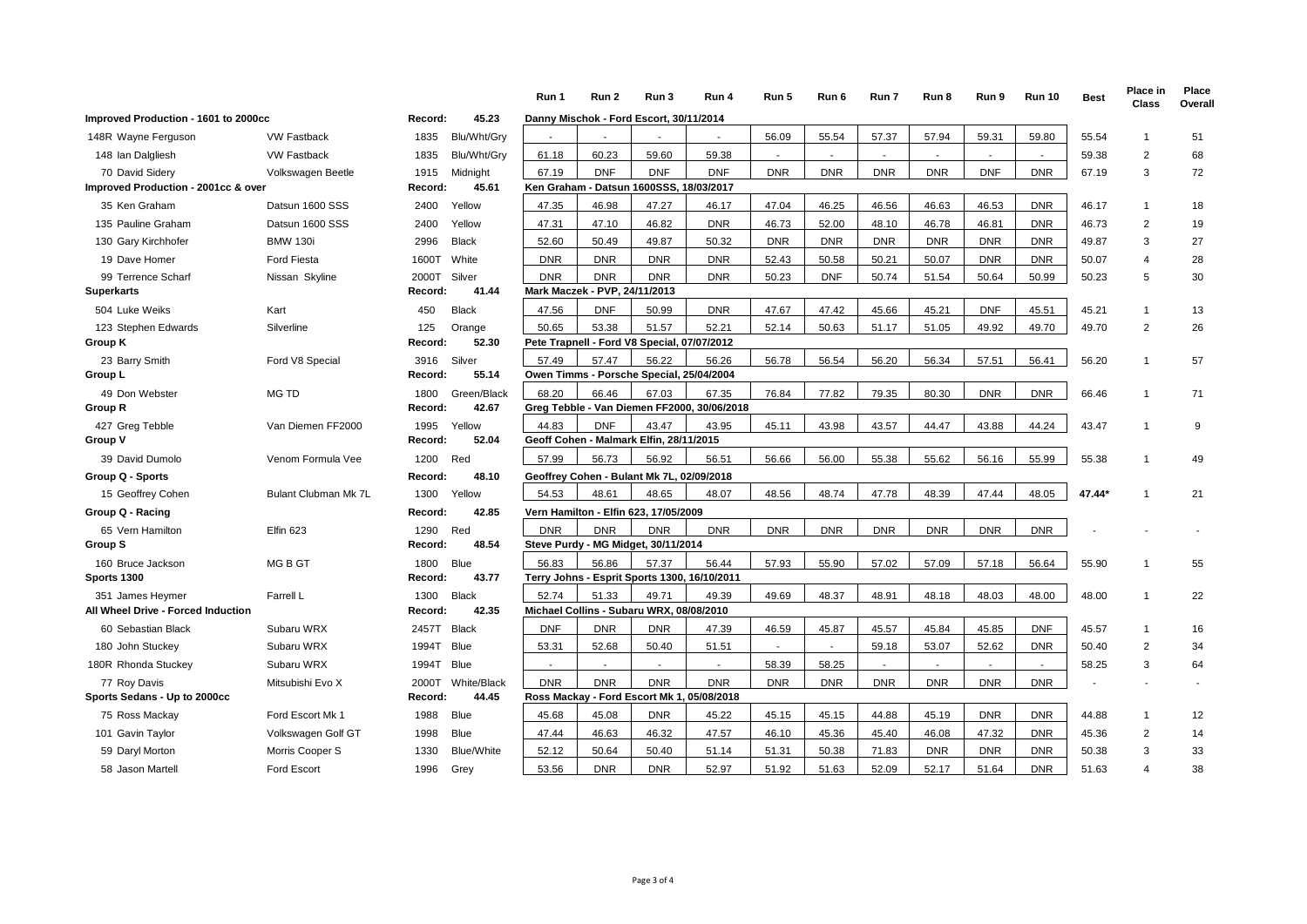| | | | | Run 1 | Run 2 | Run 3 | Run 4 | Run 5 | Run 6 | Run 7 | Run 8 | Run 9 | Run 10 | Best | Place in Class | Place Overall |
|---|---|---|---|---|---|---|---|---|---|---|---|---|---|---|---|---|
| **Improved Production - 1601 to 2000cc** | | Record: | 45.23 | Danny Mischok - Ford Escort, 30/11/2014 | | | | | | | | | | | | |
| 148R Wayne Ferguson | VW Fastback | 1835 | Blu/Wht/Gry | - | - | - | - | 56.09 | 55.54 | 57.37 | 57.94 | 59.31 | 59.80 | 55.54 | 1 | 51 |
| 148 Ian Dalgliesh | VW Fastback | 1835 | Blu/Wht/Gry | 61.18 | 60.23 | 59.60 | 59.38 | - | - | - | - | - | - | 59.38 | 2 | 68 |
| 70 David Sidery | Volkswagen Beetle | 1915 | Midnight | 67.19 | DNF | DNF | DNF | DNR | DNR | DNR | DNR | DNF | DNR | 67.19 | 3 | 72 |
| **Improved Production - 2001cc & over** | | Record: | 45.61 | Ken Graham - Datsun 1600SSS, 18/03/2017 | | | | | | | | | | | | |
| 35 Ken Graham | Datsun 1600 SSS | 2400 | Yellow | 47.35 | 46.98 | 47.27 | 46.17 | 47.04 | 46.25 | 46.56 | 46.63 | 46.53 | DNR | 46.17 | 1 | 18 |
| 135 Pauline Graham | Datsun 1600 SSS | 2400 | Yellow | 47.31 | 47.10 | 46.82 | DNR | 46.73 | 52.00 | 48.10 | 46.78 | 46.81 | DNR | 46.73 | 2 | 19 |
| 130 Gary Kirchhofer | BMW 130i | 2996 | Black | 52.60 | 50.49 | 49.87 | 50.32 | DNR | DNR | DNR | DNR | DNR | DNR | 49.87 | 3 | 27 |
| 19 Dave Homer | Ford Fiesta | 1600T | White | DNR | DNR | DNR | DNR | 52.43 | 50.58 | 50.21 | 50.07 | DNR | DNR | 50.07 | 4 | 28 |
| 99 Terrence Scharf | Nissan Skyline | 2000T | Silver | DNR | DNR | DNR | DNR | 50.23 | DNF | 50.74 | 51.54 | 50.64 | 50.99 | 50.23 | 5 | 30 |
| **Superkarts** | | Record: | 41.44 | Mark Maczek - PVP, 24/11/2013 | | | | | | | | | | | | |
| 504 Luke Weiks | Kart | 450 | Black | 47.56 | DNF | 50.99 | DNR | 47.67 | 47.42 | 45.66 | 45.21 | DNF | 45.51 | 45.21 | 1 | 13 |
| 123 Stephen Edwards | Silverline | 125 | Orange | 50.65 | 53.38 | 51.57 | 52.21 | 52.14 | 50.63 | 51.17 | 51.05 | 49.92 | 49.70 | 49.70 | 2 | 26 |
| **Group K** | | Record: | 52.30 | Pete Trapnell - Ford V8 Special, 07/07/2012 | | | | | | | | | | | | |
| 23 Barry Smith | Ford V8 Special | 3916 | Silver | 57.49 | 57.47 | 56.22 | 56.26 | 56.78 | 56.54 | 56.20 | 56.34 | 57.51 | 56.41 | 56.20 | 1 | 57 |
| **Group L** | | Record: | 55.14 | Owen Timms - Porsche Special, 25/04/2004 | | | | | | | | | | | | |
| 49 Don Webster | MG TD | 1800 | Green/Black | 68.20 | 66.46 | 67.03 | 67.35 | 76.84 | 77.82 | 79.35 | 80.30 | DNR | DNR | 66.46 | 1 | 71 |
| **Group R** | | Record: | 42.67 | Greg Tebble - Van Diemen FF2000, 30/06/2018 | | | | | | | | | | | | |
| 427 Greg Tebble | Van Diemen FF2000 | 1995 | Yellow | 44.83 | DNF | 43.47 | 43.95 | 45.11 | 43.98 | 43.57 | 44.47 | 43.88 | 44.24 | 43.47 | 1 | 9 |
| **Group V** | | Record: | 52.04 | Geoff Cohen - Malmark Elfin, 28/11/2015 | | | | | | | | | | | | |
| 39 David Dumolo | Venom Formula Vee | 1200 | Red | 57.99 | 56.73 | 56.92 | 56.51 | 56.66 | 56.00 | 55.38 | 55.62 | 56.16 | 55.99 | 55.38 | 1 | 49 |
| **Group Q - Sports** | | Record: | 48.10 | Geoffrey Cohen - Bulant Mk 7L, 02/09/2018 | | | | | | | | | | | | |
| 15 Geoffrey Cohen | Bulant Clubman Mk 7L | 1300 | Yellow | 54.53 | 48.61 | 48.65 | 48.07 | 48.56 | 48.74 | 47.78 | 48.39 | 47.44 | 48.05 | **47.44*** | 1 | 21 |
| **Group Q - Racing** | | Record: | 42.85 | Vern Hamilton - Elfin 623, 17/05/2009 | | | | | | | | | | | | |
| 65 Vern Hamilton | Elfin 623 | 1290 | Red | DNR | DNR | DNR | DNR | DNR | DNR | DNR | DNR | DNR | DNR | - | - | - |
| **Group S** | | Record: | 48.54 | Steve Purdy - MG Midget, 30/11/2014 | | | | | | | | | | | | |
| 160 Bruce Jackson | MG B GT | 1800 | Blue | 56.83 | 56.86 | 57.37 | 56.44 | 57.93 | 55.90 | 57.02 | 57.09 | 57.18 | 56.64 | 55.90 | 1 | 55 |
| **Sports 1300** | | Record: | 43.77 | Terry Johns - Esprit Sports 1300, 16/10/2011 | | | | | | | | | | | | |
| 351 James Heymer | Farrell L | 1300 | Black | 52.74 | 51.33 | 49.71 | 49.39 | 49.69 | 48.37 | 48.91 | 48.18 | 48.03 | 48.00 | 48.00 | 1 | 22 |
| **All Wheel Drive - Forced Induction** | | Record: | 42.35 | Michael Collins - Subaru WRX, 08/08/2010 | | | | | | | | | | | | |
| 60 Sebastian Black | Subaru WRX | 2457T | Black | DNF | DNR | DNR | 47.39 | 46.59 | 45.87 | 45.57 | 45.84 | 45.85 | DNF | 45.57 | 1 | 16 |
| 180 John Stuckey | Subaru WRX | 1994T | Blue | 53.31 | 52.68 | 50.40 | 51.51 | - | - | 59.18 | 53.07 | 52.62 | DNR | 50.40 | 2 | 34 |
| 180R Rhonda Stuckey | Subaru WRX | 1994T | Blue | - | - | - | - | 58.39 | 58.25 | - | - | - | - | 58.25 | 3 | 64 |
| 77 Roy Davis | Mitsubishi Evo X | 2000T | White/Black | DNR | DNR | DNR | DNR | DNR | DNR | DNR | DNR | DNR | DNR | - | - | - |
| **Sports Sedans - Up to 2000cc** | | Record: | 44.45 | Ross Mackay - Ford Escort Mk 1, 05/08/2018 | | | | | | | | | | | | |
| 75 Ross Mackay | Ford Escort Mk 1 | 1988 | Blue | 45.68 | 45.08 | DNR | 45.22 | 45.15 | 45.15 | 44.88 | 45.19 | DNR | DNR | 44.88 | 1 | 12 |
| 101 Gavin Taylor | Volkswagen Golf GT | 1998 | Blue | 47.44 | 46.63 | 46.32 | 47.57 | 46.10 | 45.36 | 45.40 | 46.08 | 47.32 | DNR | 45.36 | 2 | 14 |
| 59 Daryl Morton | Morris Cooper S | 1330 | Blue/White | 52.12 | 50.64 | 50.40 | 51.14 | 51.31 | 50.38 | 71.83 | DNR | DNR | DNR | 50.38 | 3 | 33 |
| 58 Jason Martell | Ford Escort | 1996 | Grey | 53.56 | DNR | DNR | 52.97 | 51.92 | 51.63 | 52.09 | 52.17 | 51.64 | DNR | 51.63 | 4 | 38 |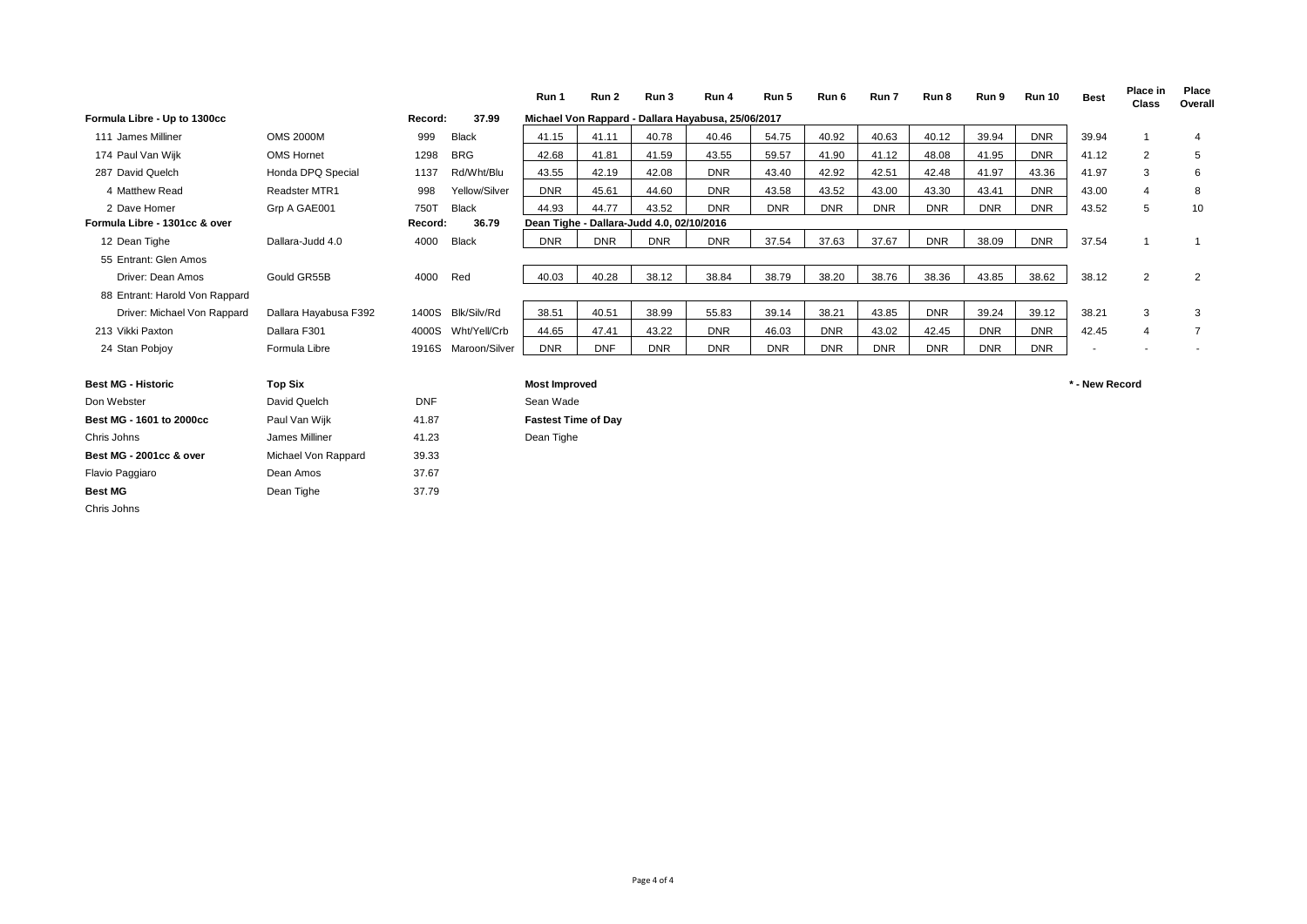| | | | | Run 1 | Run 2 | Run 3 | Run 4 | Run 5 | Run 6 | Run 7 | Run 8 | Run 9 | Run 10 | Best | Place in Class | Place Overall |
|---|---|---|---|---|---|---|---|---|---|---|---|---|---|---|---|---|
| **Formula Libre - Up to 1300cc** | | **Record:** | **37.99** | **Michael Von Rappard - Dallara Hayabusa, 25/06/2017** | | | | | | | | | | | | |
| 111 James Milliner | OMS 2000M | 999 | Black | 41.15 | 41.11 | 40.78 | 40.46 | 54.75 | 40.92 | 40.63 | 40.12 | 39.94 | DNR | 39.94 | 1 | 4 |
| 174 Paul Van Wijk | OMS Hornet | 1298 | BRG | 42.68 | 41.81 | 41.59 | 43.55 | 59.57 | 41.90 | 41.12 | 48.08 | 41.95 | DNR | 41.12 | 2 | 5 |
| 287 David Quelch | Honda DPQ Special | 1137 | Rd/Wht/Blu | 43.55 | 42.19 | 42.08 | DNR | 43.40 | 42.92 | 42.51 | 42.48 | 41.97 | 43.36 | 41.97 | 3 | 6 |
| 4 Matthew Read | Readster MTR1 | 998 | Yellow/Silver | DNR | 45.61 | 44.60 | DNR | 43.58 | 43.52 | 43.00 | 43.30 | 43.41 | DNR | 43.00 | 4 | 8 |
| 2 Dave Homer | Grp A GAE001 | 750T | Black | 44.93 | 44.77 | 43.52 | DNR | DNR | DNR | DNR | DNR | DNR | DNR | 43.52 | 5 | 10 |
| **Formula Libre - 1301cc & over** | | **Record:** | **36.79** | **Dean Tighe - Dallara-Judd 4.0, 02/10/2016** | | | | | | | | | | | | |
| 12 Dean Tighe | Dallara-Judd 4.0 | 4000 | Black | DNR | DNR | DNR | DNR | 37.54 | 37.63 | 37.67 | DNR | 38.09 | DNR | 37.54 | 1 | 1 |
| 55 Entrant: Glen Amos | | | | | | | | | | | | | | | | |
| Driver: Dean Amos | Gould GR55B | 4000 | Red | 40.03 | 40.28 | 38.12 | 38.84 | 38.79 | 38.20 | 38.76 | 38.36 | 43.85 | 38.62 | 38.12 | 2 | 2 |
| 88 Entrant: Harold Von Rappard | | | | | | | | | | | | | | | | |
| Driver: Michael Von Rappard | Dallara Hayabusa F392 | 1400S | Blk/Silv/Rd | 38.51 | 40.51 | 38.99 | 55.83 | 39.14 | 38.21 | 43.85 | DNR | 39.24 | 39.12 | 38.21 | 3 | 3 |
| 213 Vikki Paxton | Dallara F301 | 4000S | Wht/Yell/Crb | 44.65 | 47.41 | 43.22 | DNR | 46.03 | DNR | 43.02 | 42.45 | DNR | DNR | 42.45 | 4 | 7 |
| 24 Stan Pobjoy | Formula Libre | 1916S | Maroon/Silver | DNR | DNF | DNR | DNR | DNR | DNR | DNR | DNR | DNR | DNR | - | - | - |

| | | | |
|---|---|---|---|
| **Best MG - Historic** | **Top Six** | | **Most Improved** |
| Don Webster | David Quelch | DNF | Sean Wade |
| **Best MG - 1601 to 2000cc** | Paul Van Wijk | 41.87 | **Fastest Time of Day** |
| Chris Johns | James Milliner | 41.23 | Dean Tighe |
| **Best MG - 2001cc & over** | Michael Von Rappard | 39.33 | |
| Flavio Paggiaro | Dean Amos | 37.67 | |
| **Best MG** | Dean Tighe | 37.79 | |
| Chris Johns | | | |

**\* - New Record**